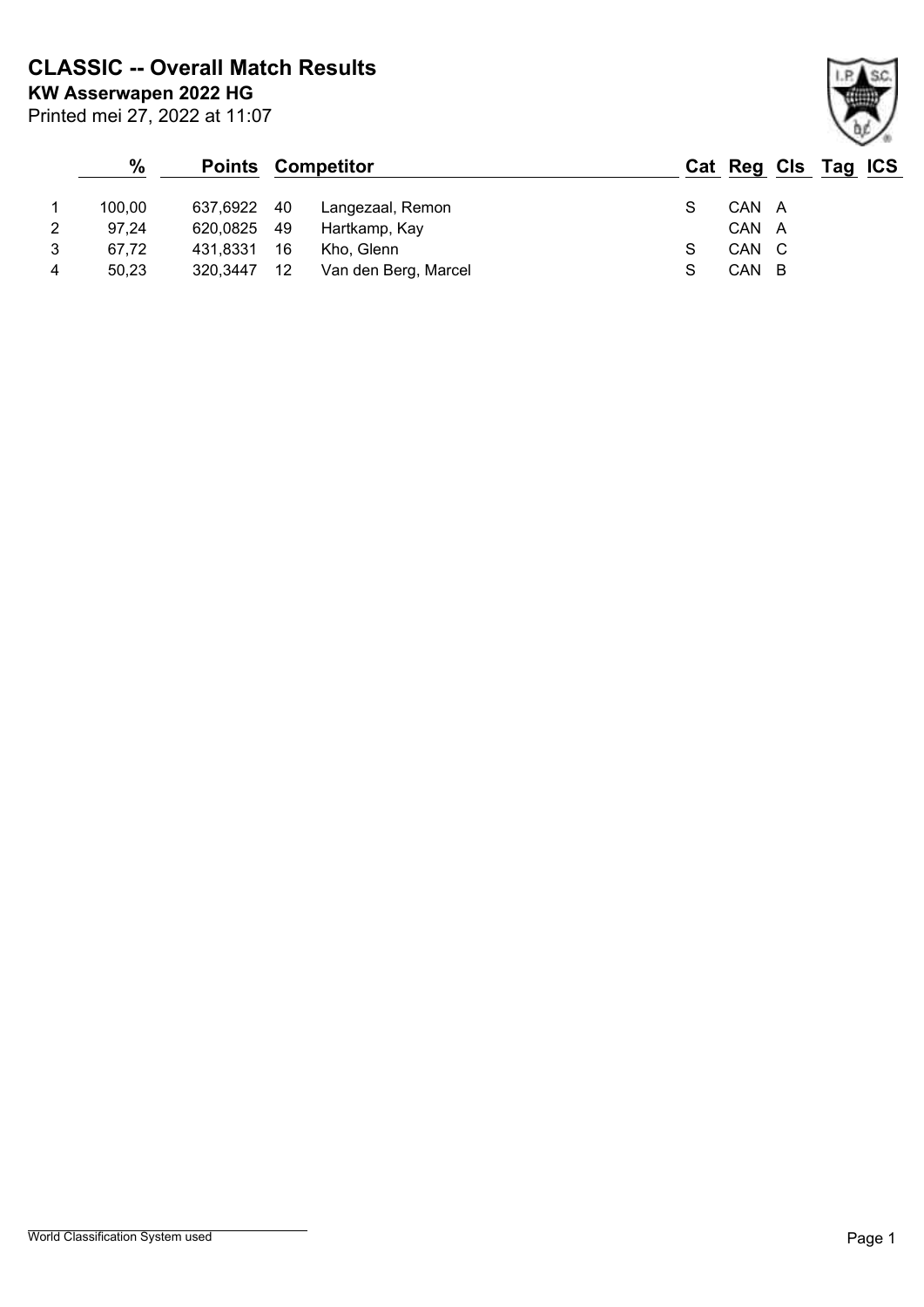# CLASSIC -- Overall Match Results

**KW Asserwapen 2022 HG**

Printed mei 27, 2022 at 11:07

| | % | Points | Competitor | | Cat | Reg | Cls | Tag | ICS |
|---|---|---|---|---|---|---|---|---|---|
| 1 | 100,00 | 637,6922 | 40 | Langezaal, Remon | S | CAN | A | | |
| 2 | 97,24 | 620,0825 | 49 | Hartkamp, Kay | | CAN | A | | |
| 3 | 67,72 | 431,8331 | 16 | Kho, Glenn | S | CAN | C | | |
| 4 | 50,23 | 320,3447 | 12 | Van den Berg, Marcel | S | CAN | B | | |

World Classification System used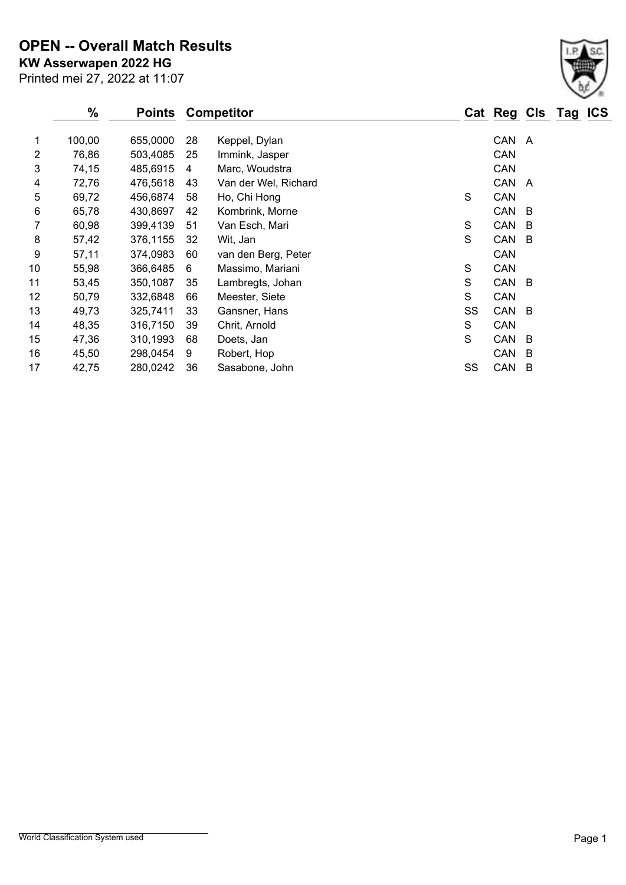# OPEN -- Overall Match Results

**KW Asserwapen 2022 HG**

Printed mei 27, 2022 at 11:07

| | % | Points | | Competitor | Cat | Reg | Cls | Tag | ICS |
|---|---|---|---|---|---|---|---|---|---|
| 1 | 100,00 | 655,0000 | 28 | Keppel, Dylan | | CAN | A | | |
| 2 | 76,86 | 503,4085 | 25 | Immink, Jasper | | CAN | | | |
| 3 | 74,15 | 485,6915 | 4 | Marc, Woudstra | | CAN | | | |
| 4 | 72,76 | 476,5618 | 43 | Van der Wel, Richard | | CAN | A | | |
| 5 | 69,72 | 456,6874 | 58 | Ho, Chi Hong | S | CAN | | | |
| 6 | 65,78 | 430,8697 | 42 | Kombrink, Morne | | CAN | B | | |
| 7 | 60,98 | 399,4139 | 51 | Van Esch, Mari | S | CAN | B | | |
| 8 | 57,42 | 376,1155 | 32 | Wit, Jan | S | CAN | B | | |
| 9 | 57,11 | 374,0983 | 60 | van den Berg, Peter | | CAN | | | |
| 10 | 55,98 | 366,6485 | 6 | Massimo, Mariani | S | CAN | | | |
| 11 | 53,45 | 350,1087 | 35 | Lambregts, Johan | S | CAN | B | | |
| 12 | 50,79 | 332,6848 | 66 | Meester, Siete | S | CAN | | | |
| 13 | 49,73 | 325,7411 | 33 | Gansner, Hans | SS | CAN | B | | |
| 14 | 48,35 | 316,7150 | 39 | Chrit, Arnold | S | CAN | | | |
| 15 | 47,36 | 310,1993 | 68 | Doets, Jan | S | CAN | B | | |
| 16 | 45,50 | 298,0454 | 9 | Robert, Hop | | CAN | B | | |
| 17 | 42,75 | 280,0242 | 36 | Sasabone, John | SS | CAN | B | | |

World Classification System used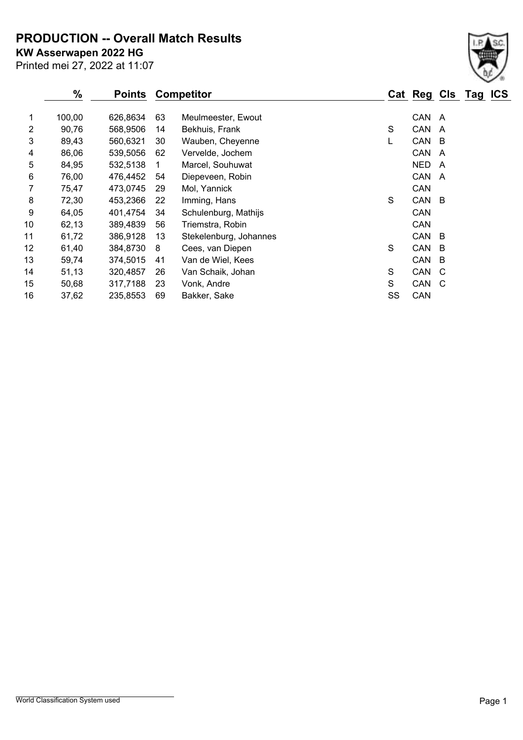# PRODUCTION -- Overall Match Results

**KW Asserwapen 2022 HG**

Printed mei 27, 2022 at 11:07

| | % | Points | Competitor | | Cat | Reg | Cls | Tag | ICS |
|---|---|---|---|---|---|---|---|---|---|
| 1 | 100,00 | 626,8634 | 63 | Meulmeester, Ewout | | CAN | A | | |
| 2 | 90,76 | 568,9506 | 14 | Bekhuis, Frank | S | CAN | A | | |
| 3 | 89,43 | 560,6321 | 30 | Wauben, Cheyenne | L | CAN | B | | |
| 4 | 86,06 | 539,5056 | 62 | Vervelde, Jochem | | CAN | A | | |
| 5 | 84,95 | 532,5138 | 1 | Marcel, Souhuwat | | NED | A | | |
| 6 | 76,00 | 476,4452 | 54 | Diepeveen, Robin | | CAN | A | | |
| 7 | 75,47 | 473,0745 | 29 | Mol, Yannick | | CAN | | | |
| 8 | 72,30 | 453,2366 | 22 | Imming, Hans | S | CAN | B | | |
| 9 | 64,05 | 401,4754 | 34 | Schulenburg, Mathijs | | CAN | | | |
| 10 | 62,13 | 389,4839 | 56 | Triemstra, Robin | | CAN | | | |
| 11 | 61,72 | 386,9128 | 13 | Stekelenburg, Johannes | | CAN | B | | |
| 12 | 61,40 | 384,8730 | 8 | Cees, van Diepen | S | CAN | B | | |
| 13 | 59,74 | 374,5015 | 41 | Van de Wiel, Kees | | CAN | B | | |
| 14 | 51,13 | 320,4857 | 26 | Van Schaik, Johan | S | CAN | C | | |
| 15 | 50,68 | 317,7188 | 23 | Vonk, Andre | S | CAN | C | | |
| 16 | 37,62 | 235,8553 | 69 | Bakker, Sake | SS | CAN | | | |

World Classification System used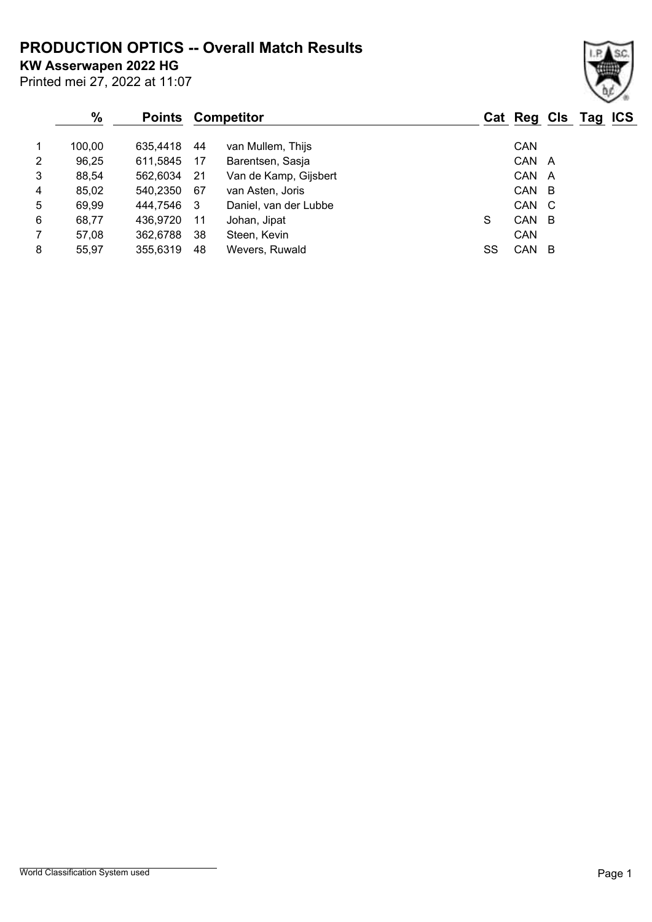# PRODUCTION OPTICS -- Overall Match Results

**KW Asserwapen 2022 HG**

Printed mei 27, 2022 at 11:07

| | % | Points | Competitor | | Cat | Reg | Cls | Tag | ICS |
|---|---|---|---|---|---|---|---|---|---|
| 1 | 100,00 | 635,4418 | 44 | van Mullem, Thijs | | CAN | | | |
| 2 | 96,25 | 611,5845 | 17 | Barentsen, Sasja | | CAN | A | | |
| 3 | 88,54 | 562,6034 | 21 | Van de Kamp, Gijsbert | | CAN | A | | |
| 4 | 85,02 | 540,2350 | 67 | van Asten, Joris | | CAN | B | | |
| 5 | 69,99 | 444,7546 | 3 | Daniel, van der Lubbe | | CAN | C | | |
| 6 | 68,77 | 436,9720 | 11 | Johan, Jipat | S | CAN | B | | |
| 7 | 57,08 | 362,6788 | 38 | Steen, Kevin | | CAN | | | |
| 8 | 55,97 | 355,6319 | 48 | Wevers, Ruwald | SS | CAN | B | | |

World Classification System used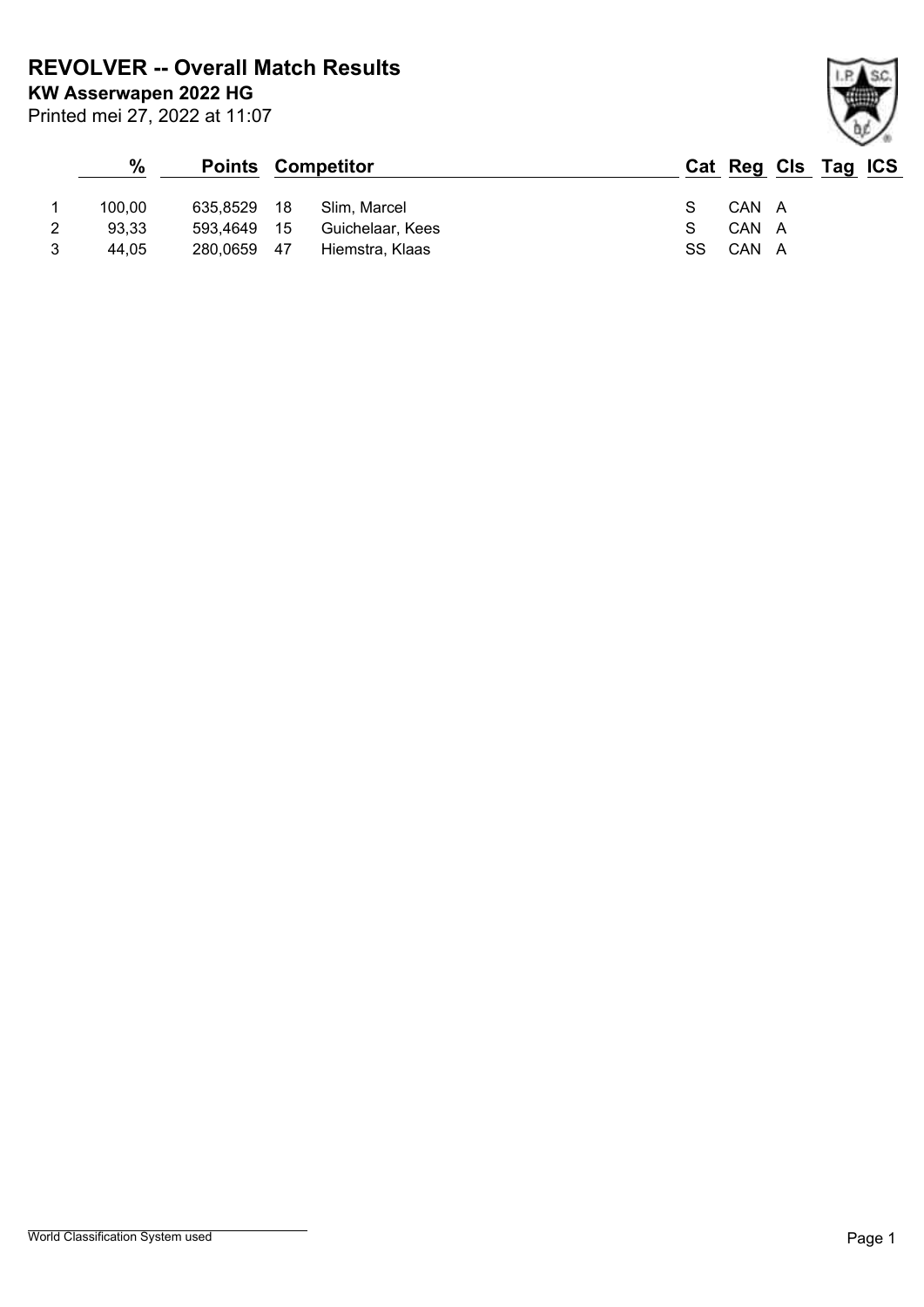# REVOLVER -- Overall Match Results

**KW Asserwapen 2022 HG**

Printed mei 27, 2022 at 11:07

| | % | Points | | Competitor | Cat | Reg | Cls | Tag | ICS |
|---|---|---|---|---|---|---|---|---|---|
| 1 | 100,00 | 635,8529 | 18 | Slim, Marcel | S | CAN | A | | |
| 2 | 93,33 | 593,4649 | 15 | Guichelaar, Kees | S | CAN | A | | |
| 3 | 44,05 | 280,0659 | 47 | Hiemstra, Klaas | SS | CAN | A | | |

World Classification System used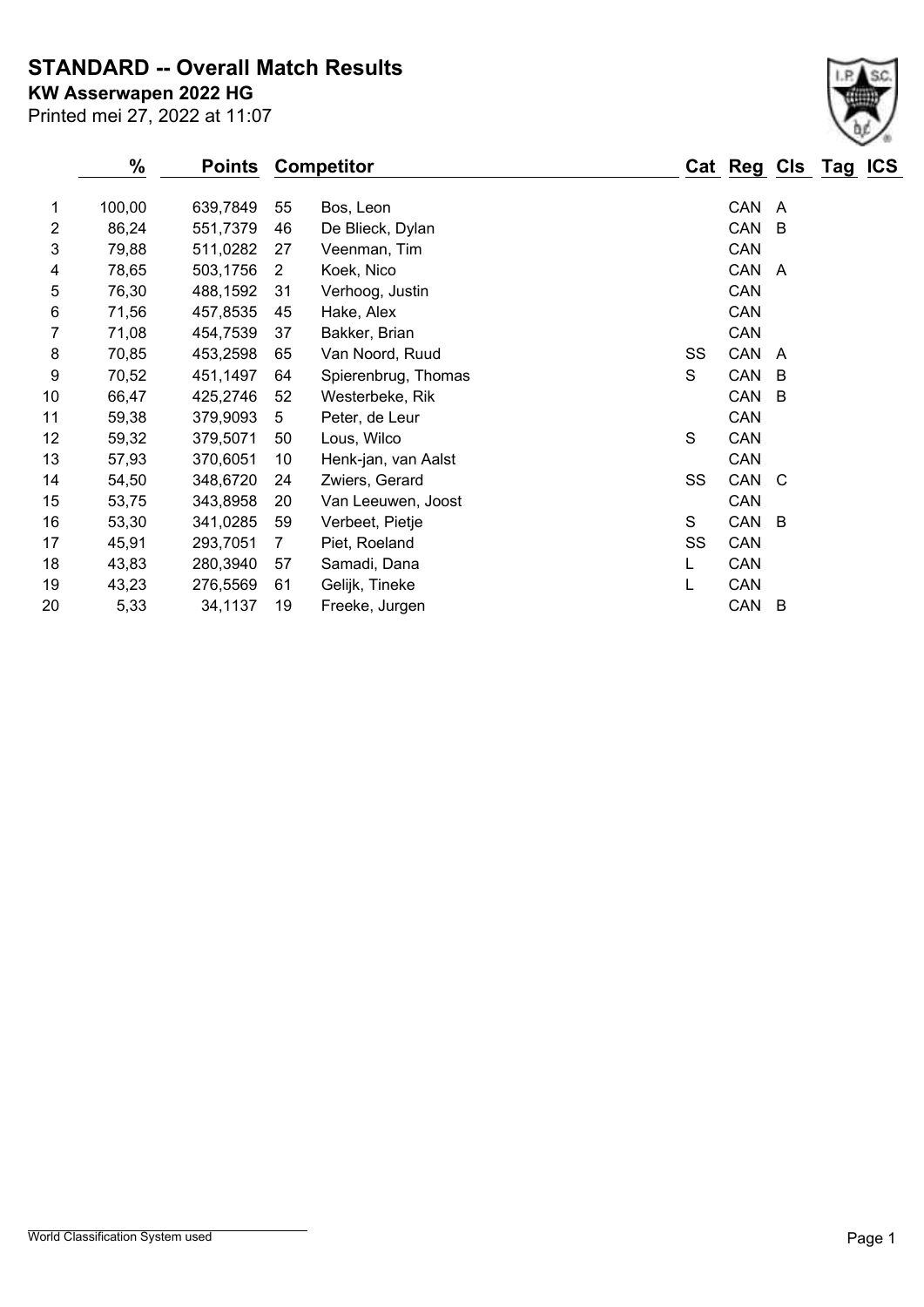# STANDARD -- Overall Match Results

**KW Asserwapen 2022 HG**

Printed mei 27, 2022 at 11:07

| | % | Points | Competitor | | Cat | Reg | Cls | Tag | ICS |
|---|---|---|---|---|---|---|---|---|---|
| 1 | 100,00 | 639,7849 | 55 | Bos, Leon | | CAN | A | | |
| 2 | 86,24 | 551,7379 | 46 | De Blieck, Dylan | | CAN | B | | |
| 3 | 79,88 | 511,0282 | 27 | Veenman, Tim | | CAN | | | |
| 4 | 78,65 | 503,1756 | 2 | Koek, Nico | | CAN | A | | |
| 5 | 76,30 | 488,1592 | 31 | Verhoog, Justin | | CAN | | | |
| 6 | 71,56 | 457,8535 | 45 | Hake, Alex | | CAN | | | |
| 7 | 71,08 | 454,7539 | 37 | Bakker, Brian | | CAN | | | |
| 8 | 70,85 | 453,2598 | 65 | Van Noord, Ruud | SS | CAN | A | | |
| 9 | 70,52 | 451,1497 | 64 | Spierenbrug, Thomas | S | CAN | B | | |
| 10 | 66,47 | 425,2746 | 52 | Westerbeke, Rik | | CAN | B | | |
| 11 | 59,38 | 379,9093 | 5 | Peter, de Leur | | CAN | | | |
| 12 | 59,32 | 379,5071 | 50 | Lous, Wilco | S | CAN | | | |
| 13 | 57,93 | 370,6051 | 10 | Henk-jan, van Aalst | | CAN | | | |
| 14 | 54,50 | 348,6720 | 24 | Zwiers, Gerard | SS | CAN | C | | |
| 15 | 53,75 | 343,8958 | 20 | Van Leeuwen, Joost | | CAN | | | |
| 16 | 53,30 | 341,0285 | 59 | Verbeet, Pietje | S | CAN | B | | |
| 17 | 45,91 | 293,7051 | 7 | Piet, Roeland | SS | CAN | | | |
| 18 | 43,83 | 280,3940 | 57 | Samadi, Dana | L | CAN | | | |
| 19 | 43,23 | 276,5569 | 61 | Gelijk, Tineke | L | CAN | | | |
| 20 | 5,33 | 34,1137 | 19 | Freeke, Jurgen | | CAN | B | | |

World Classification System used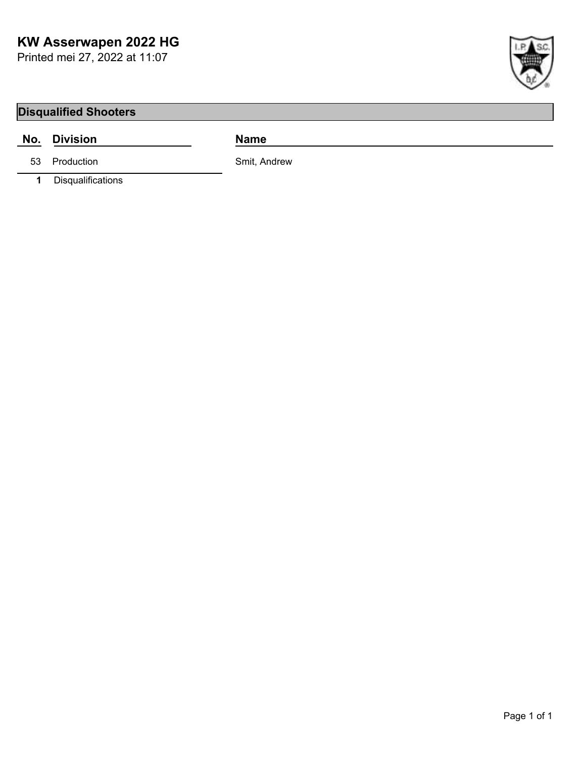# KW Asserwapen 2022 HG

Printed mei 27, 2022 at 11:07

## Disqualified Shooters

| No. | Division | Name |
|---|---|---|
| 53 | Production | Smit, Andrew |

**1** Disqualifications